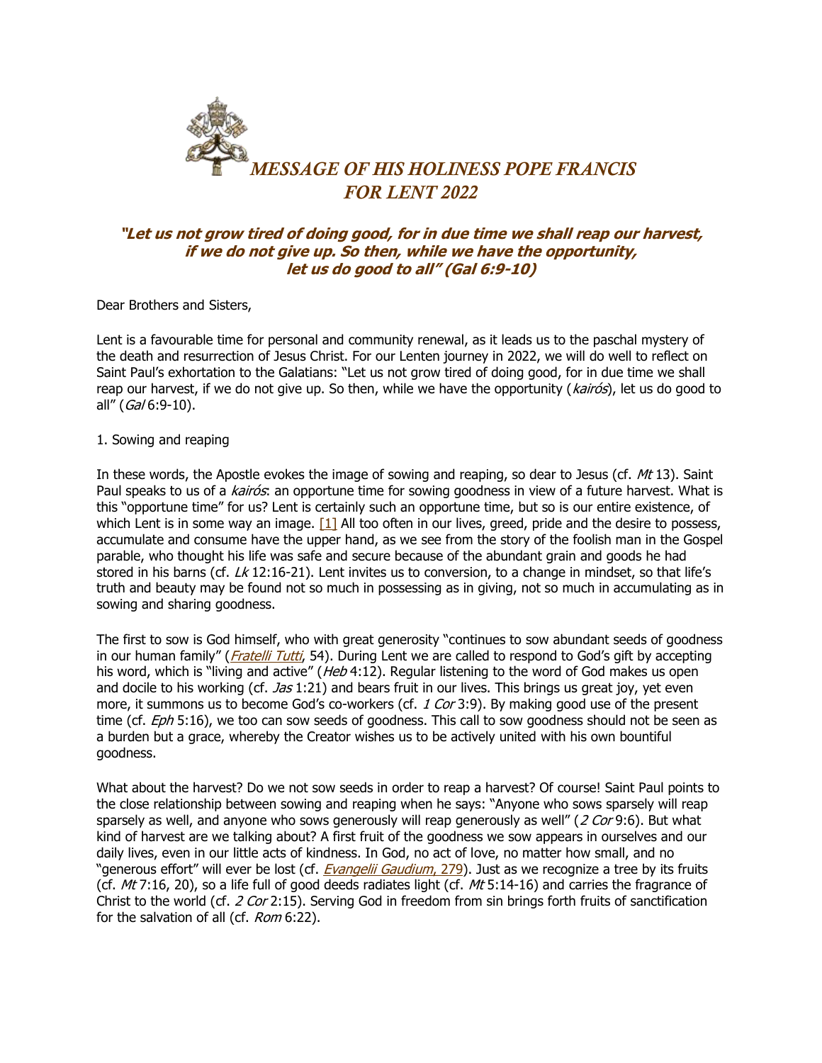# *MESSAGE OF HIS HOLINESS POPE FRANCIS FOR LENT 2022*

***"Let us not grow tired of doing good, for in due time we shall reap our harvest, if we do not give up. So then, while we have the opportunity, let us do good to all" (Gal 6:9-10)***

Dear Brothers and Sisters,

Lent is a favourable time for personal and community renewal, as it leads us to the paschal mystery of the death and resurrection of Jesus Christ. For our Lenten journey in 2022, we will do well to reflect on Saint Paul's exhortation to the Galatians: "Let us not grow tired of doing good, for in due time we shall reap our harvest, if we do not give up. So then, while we have the opportunity (*kairós*), let us do good to all" (*Gal* 6:9-10).

1. Sowing and reaping

In these words, the Apostle evokes the image of sowing and reaping, so dear to Jesus (cf. *Mt* 13). Saint Paul speaks to us of a *kairós*: an opportune time for sowing goodness in view of a future harvest. What is this "opportune time" for us? Lent is certainly such an opportune time, but so is our entire existence, of which Lent is in some way an image. [1] All too often in our lives, greed, pride and the desire to possess, accumulate and consume have the upper hand, as we see from the story of the foolish man in the Gospel parable, who thought his life was safe and secure because of the abundant grain and goods he had stored in his barns (cf. *Lk* 12:16-21). Lent invites us to conversion, to a change in mindset, so that life's truth and beauty may be found not so much in possessing as in giving, not so much in accumulating as in sowing and sharing goodness.

The first to sow is God himself, who with great generosity "continues to sow abundant seeds of goodness in our human family" (*Fratelli Tutti*, 54). During Lent we are called to respond to God's gift by accepting his word, which is "living and active" (*Heb* 4:12). Regular listening to the word of God makes us open and docile to his working (cf. *Jas* 1:21) and bears fruit in our lives. This brings us great joy, yet even more, it summons us to become God's co-workers (cf. *1 Cor* 3:9). By making good use of the present time (cf. *Eph* 5:16), we too can sow seeds of goodness. This call to sow goodness should not be seen as a burden but a grace, whereby the Creator wishes us to be actively united with his own bountiful goodness.

What about the harvest? Do we not sow seeds in order to reap a harvest? Of course! Saint Paul points to the close relationship between sowing and reaping when he says: "Anyone who sows sparsely will reap sparsely as well, and anyone who sows generously will reap generously as well" (*2 Cor* 9:6). But what kind of harvest are we talking about? A first fruit of the goodness we sow appears in ourselves and our daily lives, even in our little acts of kindness. In God, no act of love, no matter how small, and no "generous effort" will ever be lost (cf. *Evangelii Gaudium*, 279). Just as we recognize a tree by its fruits (cf. *Mt* 7:16, 20), so a life full of good deeds radiates light (cf. *Mt* 5:14-16) and carries the fragrance of Christ to the world (cf. *2 Cor* 2:15). Serving God in freedom from sin brings forth fruits of sanctification for the salvation of all (cf. *Rom* 6:22).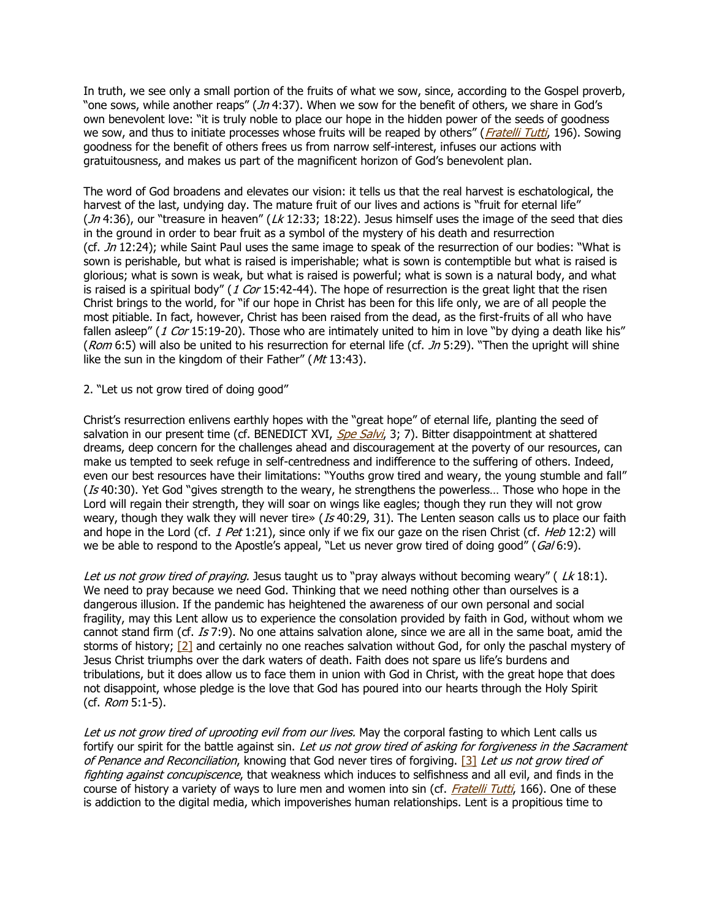In truth, we see only a small portion of the fruits of what we sow, since, according to the Gospel proverb, "one sows, while another reaps" (*Jn* 4:37). When we sow for the benefit of others, we share in God's own benevolent love: "it is truly noble to place our hope in the hidden power of the seeds of goodness we sow, and thus to initiate processes whose fruits will be reaped by others" (*Fratelli Tutti*, 196). Sowing goodness for the benefit of others frees us from narrow self-interest, infuses our actions with gratuitousness, and makes us part of the magnificent horizon of God's benevolent plan.

The word of God broadens and elevates our vision: it tells us that the real harvest is eschatological, the harvest of the last, undying day. The mature fruit of our lives and actions is "fruit for eternal life" (*Jn* 4:36), our "treasure in heaven" (*Lk* 12:33; 18:22). Jesus himself uses the image of the seed that dies in the ground in order to bear fruit as a symbol of the mystery of his death and resurrection (cf. *Jn* 12:24); while Saint Paul uses the same image to speak of the resurrection of our bodies: "What is sown is perishable, but what is raised is imperishable; what is sown is contemptible but what is raised is glorious; what is sown is weak, but what is raised is powerful; what is sown is a natural body, and what is raised is a spiritual body" (*1 Cor* 15:42-44). The hope of resurrection is the great light that the risen Christ brings to the world, for "if our hope in Christ has been for this life only, we are of all people the most pitiable. In fact, however, Christ has been raised from the dead, as the first-fruits of all who have fallen asleep" (*1 Cor* 15:19-20). Those who are intimately united to him in love "by dying a death like his" (*Rom* 6:5) will also be united to his resurrection for eternal life (cf. *Jn* 5:29). "Then the upright will shine like the sun in the kingdom of their Father" (*Mt* 13:43).

2. "Let us not grow tired of doing good"

Christ's resurrection enlivens earthly hopes with the "great hope" of eternal life, planting the seed of salvation in our present time (cf. BENEDICT XVI, *Spe Salvi*, 3; 7). Bitter disappointment at shattered dreams, deep concern for the challenges ahead and discouragement at the poverty of our resources, can make us tempted to seek refuge in self-centredness and indifference to the suffering of others. Indeed, even our best resources have their limitations: "Youths grow tired and weary, the young stumble and fall" (*Is* 40:30). Yet God "gives strength to the weary, he strengthens the powerless… Those who hope in the Lord will regain their strength, they will soar on wings like eagles; though they run they will not grow weary, though they walk they will never tire» (*Is* 40:29, 31). The Lenten season calls us to place our faith and hope in the Lord (cf. *1 Pet* 1:21), since only if we fix our gaze on the risen Christ (cf. *Heb* 12:2) will we be able to respond to the Apostle's appeal, "Let us never grow tired of doing good" (*Gal* 6:9).

*Let us not grow tired of praying.* Jesus taught us to "pray always without becoming weary" ( *Lk* 18:1). We need to pray because we need God. Thinking that we need nothing other than ourselves is a dangerous illusion. If the pandemic has heightened the awareness of our own personal and social fragility, may this Lent allow us to experience the consolation provided by faith in God, without whom we cannot stand firm (cf. *Is* 7:9). No one attains salvation alone, since we are all in the same boat, amid the storms of history; [2] and certainly no one reaches salvation without God, for only the paschal mystery of Jesus Christ triumphs over the dark waters of death. Faith does not spare us life's burdens and tribulations, but it does allow us to face them in union with God in Christ, with the great hope that does not disappoint, whose pledge is the love that God has poured into our hearts through the Holy Spirit (cf. *Rom* 5:1-5).

*Let us not grow tired of uprooting evil from our lives.* May the corporal fasting to which Lent calls us fortify our spirit for the battle against sin. *Let us not grow tired of asking for forgiveness in the Sacrament of Penance and Reconciliation*, knowing that God never tires of forgiving. [3] *Let us not grow tired of fighting against concupiscence*, that weakness which induces to selfishness and all evil, and finds in the course of history a variety of ways to lure men and women into sin (cf. *Fratelli Tutti*, 166). One of these is addiction to the digital media, which impoverishes human relationships. Lent is a propitious time to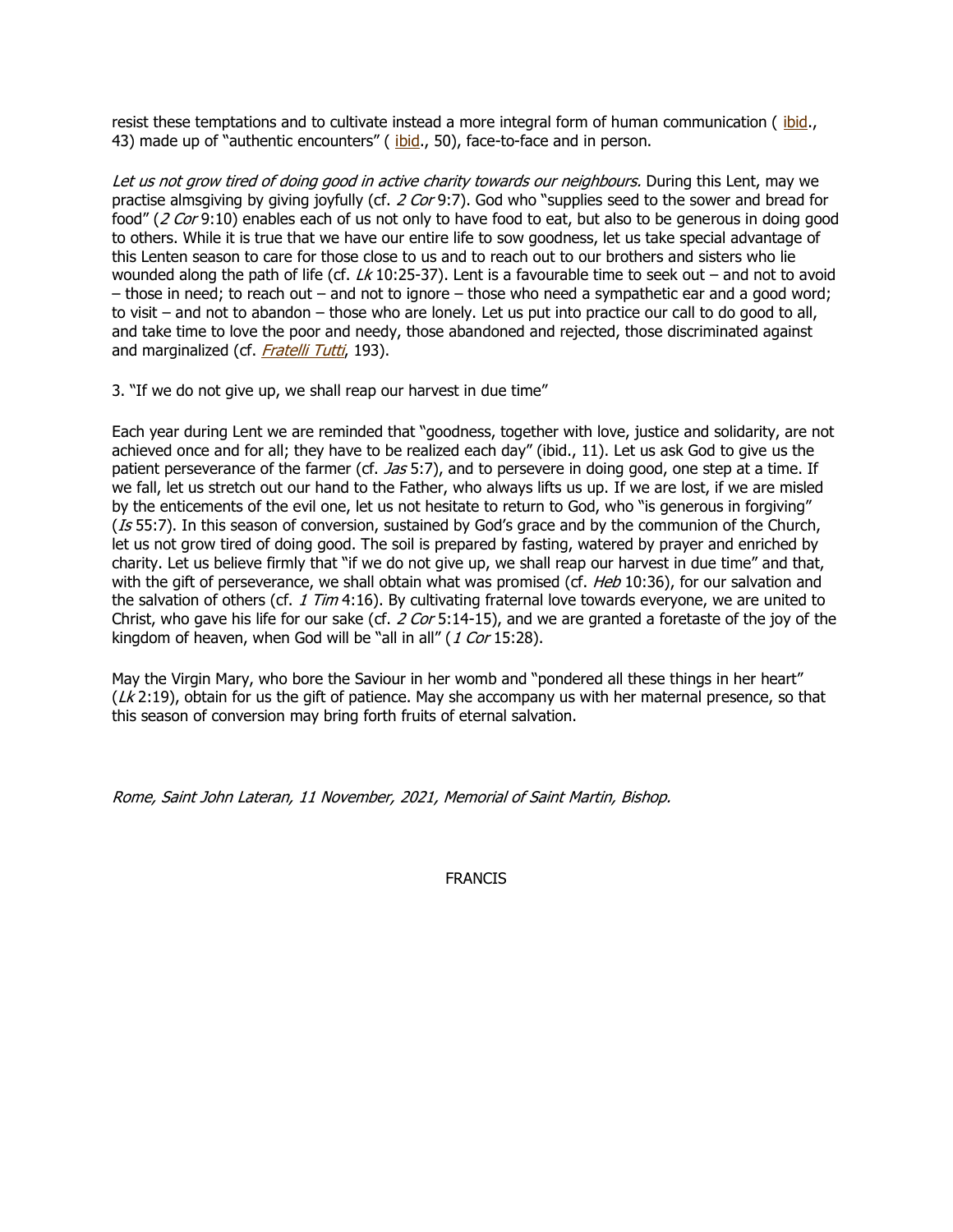resist these temptations and to cultivate instead a more integral form of human communication ( ibid., 43) made up of "authentic encounters" ( ibid., 50), face-to-face and in person.

*Let us not grow tired of doing good in active charity towards our neighbours.* During this Lent, may we practise almsgiving by giving joyfully (cf. *2 Cor* 9:7). God who "supplies seed to the sower and bread for food" (*2 Cor* 9:10) enables each of us not only to have food to eat, but also to be generous in doing good to others. While it is true that we have our entire life to sow goodness, let us take special advantage of this Lenten season to care for those close to us and to reach out to our brothers and sisters who lie wounded along the path of life (cf. *Lk* 10:25-37). Lent is a favourable time to seek out – and not to avoid – those in need; to reach out – and not to ignore – those who need a sympathetic ear and a good word; to visit – and not to abandon – those who are lonely. Let us put into practice our call to do good to all, and take time to love the poor and needy, those abandoned and rejected, those discriminated against and marginalized (cf. *Fratelli Tutti*, 193).

3. "If we do not give up, we shall reap our harvest in due time"

Each year during Lent we are reminded that "goodness, together with love, justice and solidarity, are not achieved once and for all; they have to be realized each day" (ibid., 11). Let us ask God to give us the patient perseverance of the farmer (cf. *Jas* 5:7), and to persevere in doing good, one step at a time. If we fall, let us stretch out our hand to the Father, who always lifts us up. If we are lost, if we are misled by the enticements of the evil one, let us not hesitate to return to God, who "is generous in forgiving" (*Is* 55:7). In this season of conversion, sustained by God's grace and by the communion of the Church, let us not grow tired of doing good. The soil is prepared by fasting, watered by prayer and enriched by charity. Let us believe firmly that "if we do not give up, we shall reap our harvest in due time" and that, with the gift of perseverance, we shall obtain what was promised (cf. *Heb* 10:36), for our salvation and the salvation of others (cf. *1 Tim* 4:16). By cultivating fraternal love towards everyone, we are united to Christ, who gave his life for our sake (cf. *2 Cor* 5:14-15), and we are granted a foretaste of the joy of the kingdom of heaven, when God will be "all in all" (*1 Cor* 15:28).

May the Virgin Mary, who bore the Saviour in her womb and "pondered all these things in her heart" (*Lk* 2:19), obtain for us the gift of patience. May she accompany us with her maternal presence, so that this season of conversion may bring forth fruits of eternal salvation.

*Rome, Saint John Lateran, 11 November, 2021, Memorial of Saint Martin, Bishop.*

FRANCIS